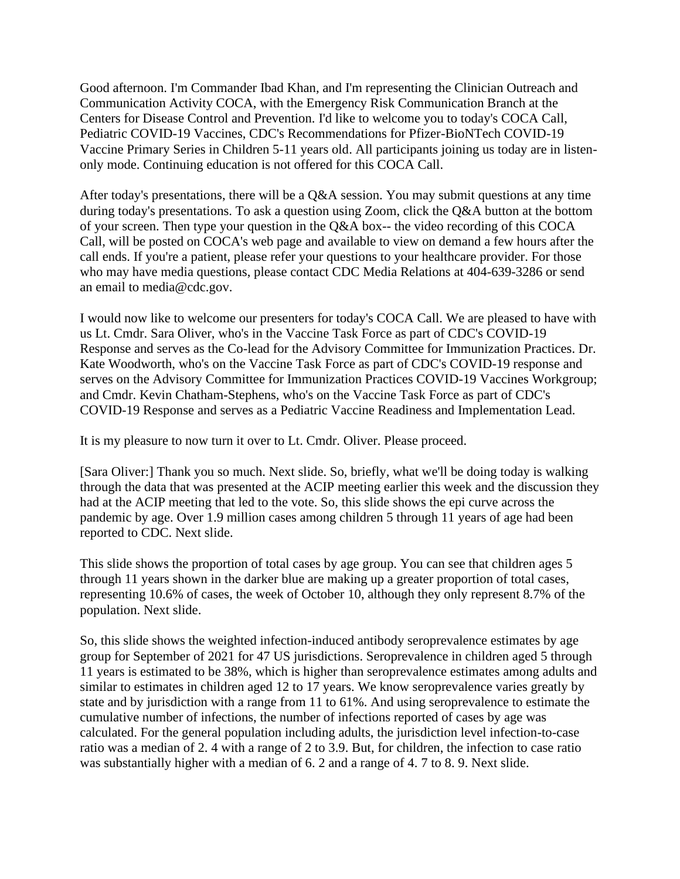Good afternoon. I'm Commander Ibad Khan, and I'm representing the Clinician Outreach and Communication Activity COCA, with the Emergency Risk Communication Branch at the Centers for Disease Control and Prevention. I'd like to welcome you to today's COCA Call, Pediatric COVID-19 Vaccines, CDC's Recommendations for Pfizer-BioNTech COVID-19 Vaccine Primary Series in Children 5-11 years old. All participants joining us today are in listen-only mode. Continuing education is not offered for this COCA Call.

After today's presentations, there will be a Q&A session. You may submit questions at any time during today's presentations. To ask a question using Zoom, click the Q&A button at the bottom of your screen. Then type your question in the Q&A box-- the video recording of this COCA Call, will be posted on COCA's web page and available to view on demand a few hours after the call ends. If you're a patient, please refer your questions to your healthcare provider. For those who may have media questions, please contact CDC Media Relations at 404-639-3286 or send an email to media@cdc.gov.

I would now like to welcome our presenters for today's COCA Call. We are pleased to have with us Lt. Cmdr. Sara Oliver, who's in the Vaccine Task Force as part of CDC's COVID-19 Response and serves as the Co-lead for the Advisory Committee for Immunization Practices. Dr. Kate Woodworth, who's on the Vaccine Task Force as part of CDC's COVID-19 response and serves on the Advisory Committee for Immunization Practices COVID-19 Vaccines Workgroup; and Cmdr. Kevin Chatham-Stephens, who's on the Vaccine Task Force as part of CDC's COVID-19 Response and serves as a Pediatric Vaccine Readiness and Implementation Lead.

It is my pleasure to now turn it over to Lt. Cmdr. Oliver. Please proceed.

[Sara Oliver:] Thank you so much. Next slide. So, briefly, what we'll be doing today is walking through the data that was presented at the ACIP meeting earlier this week and the discussion they had at the ACIP meeting that led to the vote. So, this slide shows the epi curve across the pandemic by age. Over 1.9 million cases among children 5 through 11 years of age had been reported to CDC. Next slide.

This slide shows the proportion of total cases by age group. You can see that children ages 5 through 11 years shown in the darker blue are making up a greater proportion of total cases, representing 10.6% of cases, the week of October 10, although they only represent 8.7% of the population. Next slide.

So, this slide shows the weighted infection-induced antibody seroprevalence estimates by age group for September of 2021 for 47 US jurisdictions. Seroprevalence in children aged 5 through 11 years is estimated to be 38%, which is higher than seroprevalence estimates among adults and similar to estimates in children aged 12 to 17 years. We know seroprevalence varies greatly by state and by jurisdiction with a range from 11 to 61%. And using seroprevalence to estimate the cumulative number of infections, the number of infections reported of cases by age was calculated. For the general population including adults, the jurisdiction level infection-to-case ratio was a median of 2. 4 with a range of 2 to 3.9. But, for children, the infection to case ratio was substantially higher with a median of 6. 2 and a range of 4. 7 to 8. 9. Next slide.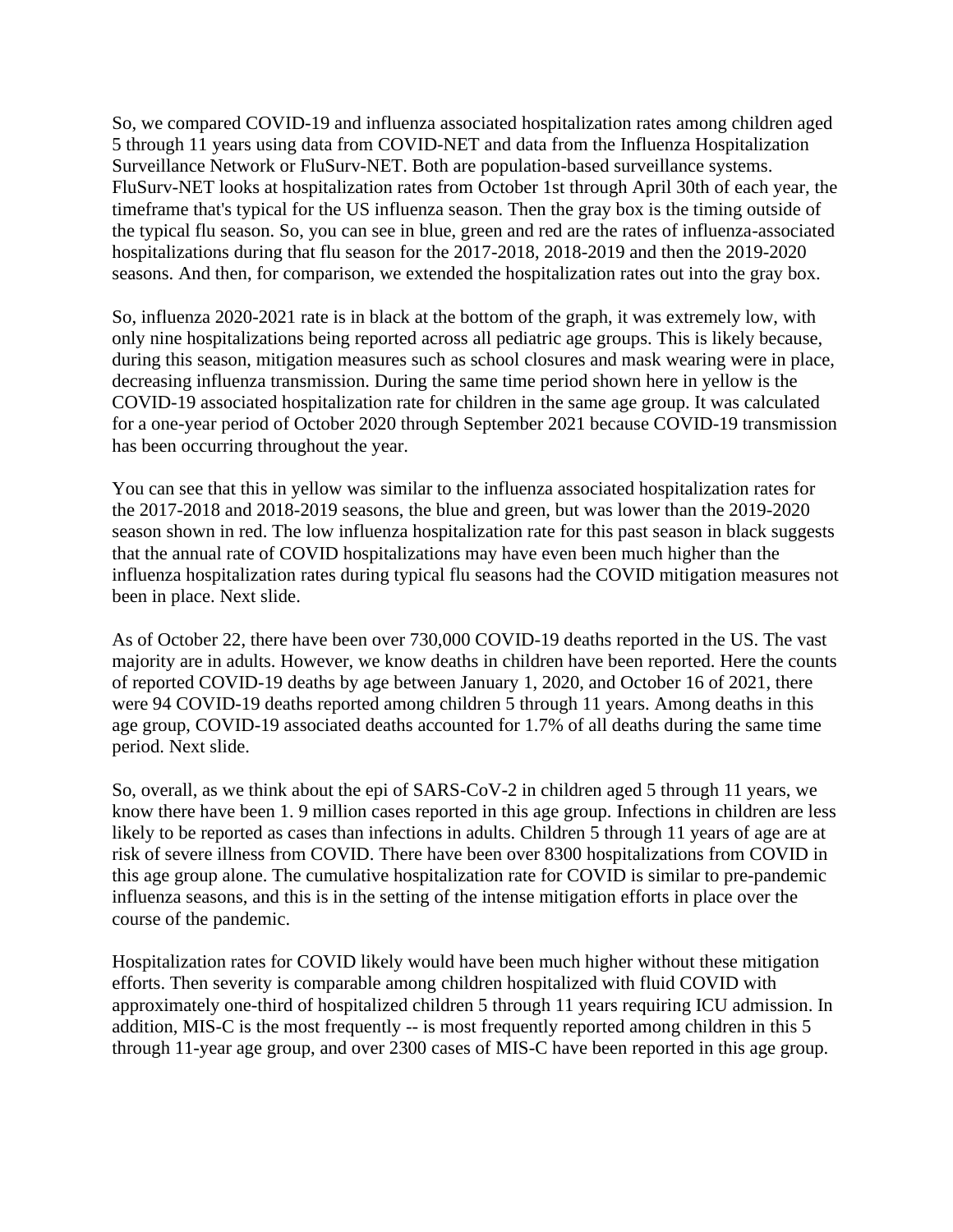So, we compared COVID-19 and influenza associated hospitalization rates among children aged 5 through 11 years using data from COVID-NET and data from the Influenza Hospitalization Surveillance Network or FluSurv-NET. Both are population-based surveillance systems. FluSurv-NET looks at hospitalization rates from October 1st through April 30th of each year, the timeframe that's typical for the US influenza season. Then the gray box is the timing outside of the typical flu season. So, you can see in blue, green and red are the rates of influenza-associated hospitalizations during that flu season for the 2017-2018, 2018-2019 and then the 2019-2020 seasons. And then, for comparison, we extended the hospitalization rates out into the gray box.

So, influenza 2020-2021 rate is in black at the bottom of the graph, it was extremely low, with only nine hospitalizations being reported across all pediatric age groups. This is likely because, during this season, mitigation measures such as school closures and mask wearing were in place, decreasing influenza transmission. During the same time period shown here in yellow is the COVID-19 associated hospitalization rate for children in the same age group. It was calculated for a one-year period of October 2020 through September 2021 because COVID-19 transmission has been occurring throughout the year.

You can see that this in yellow was similar to the influenza associated hospitalization rates for the 2017-2018 and 2018-2019 seasons, the blue and green, but was lower than the 2019-2020 season shown in red. The low influenza hospitalization rate for this past season in black suggests that the annual rate of COVID hospitalizations may have even been much higher than the influenza hospitalization rates during typical flu seasons had the COVID mitigation measures not been in place. Next slide.

As of October 22, there have been over 730,000 COVID-19 deaths reported in the US. The vast majority are in adults. However, we know deaths in children have been reported. Here the counts of reported COVID-19 deaths by age between January 1, 2020, and October 16 of 2021, there were 94 COVID-19 deaths reported among children 5 through 11 years. Among deaths in this age group, COVID-19 associated deaths accounted for 1.7% of all deaths during the same time period. Next slide.

So, overall, as we think about the epi of SARS-CoV-2 in children aged 5 through 11 years, we know there have been 1. 9 million cases reported in this age group. Infections in children are less likely to be reported as cases than infections in adults. Children 5 through 11 years of age are at risk of severe illness from COVID. There have been over 8300 hospitalizations from COVID in this age group alone. The cumulative hospitalization rate for COVID is similar to pre-pandemic influenza seasons, and this is in the setting of the intense mitigation efforts in place over the course of the pandemic.

Hospitalization rates for COVID likely would have been much higher without these mitigation efforts. Then severity is comparable among children hospitalized with fluid COVID with approximately one-third of hospitalized children 5 through 11 years requiring ICU admission. In addition, MIS-C is the most frequently -- is most frequently reported among children in this 5 through 11-year age group, and over 2300 cases of MIS-C have been reported in this age group.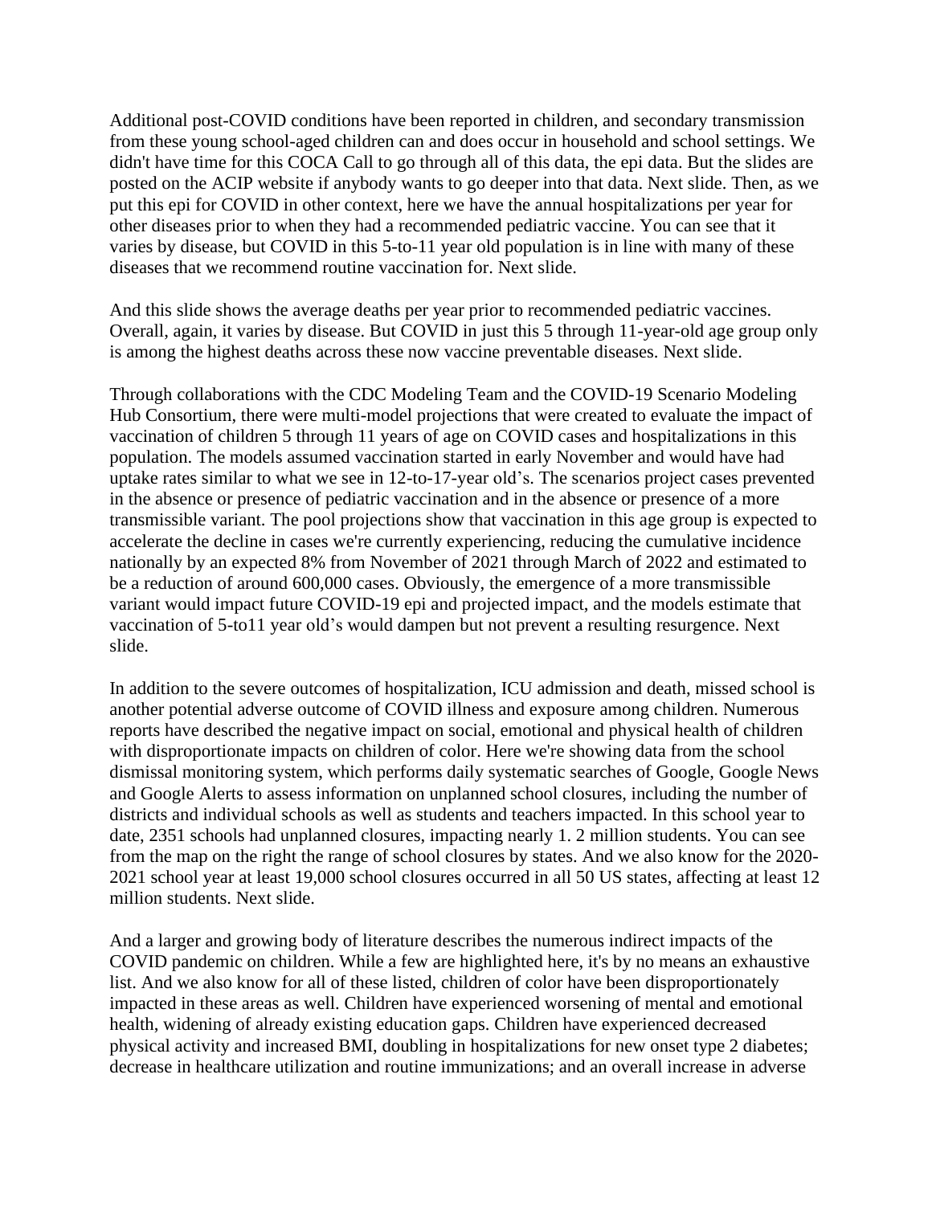Additional post-COVID conditions have been reported in children, and secondary transmission from these young school-aged children can and does occur in household and school settings. We didn't have time for this COCA Call to go through all of this data, the epi data. But the slides are posted on the ACIP website if anybody wants to go deeper into that data. Next slide. Then, as we put this epi for COVID in other context, here we have the annual hospitalizations per year for other diseases prior to when they had a recommended pediatric vaccine. You can see that it varies by disease, but COVID in this 5-to-11 year old population is in line with many of these diseases that we recommend routine vaccination for. Next slide.

And this slide shows the average deaths per year prior to recommended pediatric vaccines. Overall, again, it varies by disease. But COVID in just this 5 through 11-year-old age group only is among the highest deaths across these now vaccine preventable diseases. Next slide.

Through collaborations with the CDC Modeling Team and the COVID-19 Scenario Modeling Hub Consortium, there were multi-model projections that were created to evaluate the impact of vaccination of children 5 through 11 years of age on COVID cases and hospitalizations in this population. The models assumed vaccination started in early November and would have had uptake rates similar to what we see in 12-to-17-year old's. The scenarios project cases prevented in the absence or presence of pediatric vaccination and in the absence or presence of a more transmissible variant. The pool projections show that vaccination in this age group is expected to accelerate the decline in cases we're currently experiencing, reducing the cumulative incidence nationally by an expected 8% from November of 2021 through March of 2022 and estimated to be a reduction of around 600,000 cases. Obviously, the emergence of a more transmissible variant would impact future COVID-19 epi and projected impact, and the models estimate that vaccination of 5-to11 year old's would dampen but not prevent a resulting resurgence. Next slide.

In addition to the severe outcomes of hospitalization, ICU admission and death, missed school is another potential adverse outcome of COVID illness and exposure among children. Numerous reports have described the negative impact on social, emotional and physical health of children with disproportionate impacts on children of color. Here we're showing data from the school dismissal monitoring system, which performs daily systematic searches of Google, Google News and Google Alerts to assess information on unplanned school closures, including the number of districts and individual schools as well as students and teachers impacted. In this school year to date, 2351 schools had unplanned closures, impacting nearly 1. 2 million students. You can see from the map on the right the range of school closures by states. And we also know for the 2020-2021 school year at least 19,000 school closures occurred in all 50 US states, affecting at least 12 million students. Next slide.

And a larger and growing body of literature describes the numerous indirect impacts of the COVID pandemic on children. While a few are highlighted here, it's by no means an exhaustive list. And we also know for all of these listed, children of color have been disproportionately impacted in these areas as well. Children have experienced worsening of mental and emotional health, widening of already existing education gaps. Children have experienced decreased physical activity and increased BMI, doubling in hospitalizations for new onset type 2 diabetes; decrease in healthcare utilization and routine immunizations; and an overall increase in adverse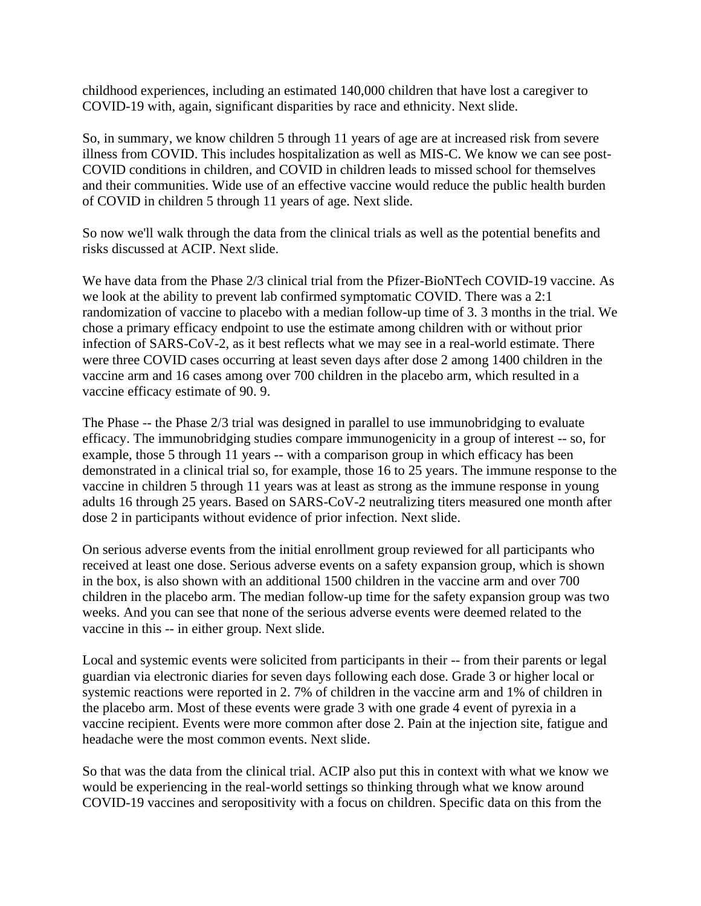childhood experiences, including an estimated 140,000 children that have lost a caregiver to COVID-19 with, again, significant disparities by race and ethnicity. Next slide.

So, in summary, we know children 5 through 11 years of age are at increased risk from severe illness from COVID. This includes hospitalization as well as MIS-C. We know we can see post-COVID conditions in children, and COVID in children leads to missed school for themselves and their communities. Wide use of an effective vaccine would reduce the public health burden of COVID in children 5 through 11 years of age. Next slide.

So now we'll walk through the data from the clinical trials as well as the potential benefits and risks discussed at ACIP. Next slide.

We have data from the Phase 2/3 clinical trial from the Pfizer-BioNTech COVID-19 vaccine. As we look at the ability to prevent lab confirmed symptomatic COVID. There was a 2:1 randomization of vaccine to placebo with a median follow-up time of 3. 3 months in the trial. We chose a primary efficacy endpoint to use the estimate among children with or without prior infection of SARS-CoV-2, as it best reflects what we may see in a real-world estimate. There were three COVID cases occurring at least seven days after dose 2 among 1400 children in the vaccine arm and 16 cases among over 700 children in the placebo arm, which resulted in a vaccine efficacy estimate of 90. 9.

The Phase -- the Phase 2/3 trial was designed in parallel to use immunobridging to evaluate efficacy. The immunobridging studies compare immunogenicity in a group of interest -- so, for example, those 5 through 11 years -- with a comparison group in which efficacy has been demonstrated in a clinical trial so, for example, those 16 to 25 years. The immune response to the vaccine in children 5 through 11 years was at least as strong as the immune response in young adults 16 through 25 years. Based on SARS-CoV-2 neutralizing titers measured one month after dose 2 in participants without evidence of prior infection. Next slide.

On serious adverse events from the initial enrollment group reviewed for all participants who received at least one dose. Serious adverse events on a safety expansion group, which is shown in the box, is also shown with an additional 1500 children in the vaccine arm and over 700 children in the placebo arm. The median follow-up time for the safety expansion group was two weeks. And you can see that none of the serious adverse events were deemed related to the vaccine in this -- in either group. Next slide.

Local and systemic events were solicited from participants in their -- from their parents or legal guardian via electronic diaries for seven days following each dose. Grade 3 or higher local or systemic reactions were reported in 2. 7% of children in the vaccine arm and 1% of children in the placebo arm. Most of these events were grade 3 with one grade 4 event of pyrexia in a vaccine recipient. Events were more common after dose 2. Pain at the injection site, fatigue and headache were the most common events. Next slide.

So that was the data from the clinical trial. ACIP also put this in context with what we know we would be experiencing in the real-world settings so thinking through what we know around COVID-19 vaccines and seropositivity with a focus on children. Specific data on this from the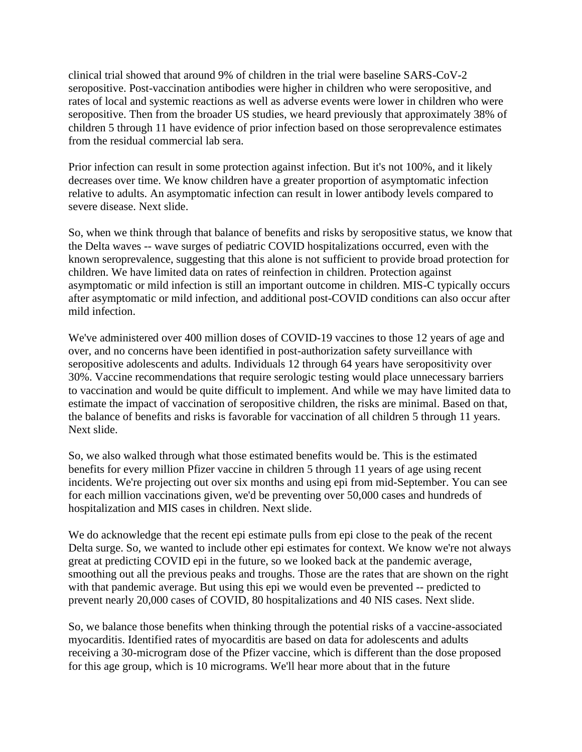clinical trial showed that around 9% of children in the trial were baseline SARS-CoV-2 seropositive. Post-vaccination antibodies were higher in children who were seropositive, and rates of local and systemic reactions as well as adverse events were lower in children who were seropositive. Then from the broader US studies, we heard previously that approximately 38% of children 5 through 11 have evidence of prior infection based on those seroprevalence estimates from the residual commercial lab sera.

Prior infection can result in some protection against infection. But it's not 100%, and it likely decreases over time. We know children have a greater proportion of asymptomatic infection relative to adults. An asymptomatic infection can result in lower antibody levels compared to severe disease. Next slide.

So, when we think through that balance of benefits and risks by seropositive status, we know that the Delta waves -- wave surges of pediatric COVID hospitalizations occurred, even with the known seroprevalence, suggesting that this alone is not sufficient to provide broad protection for children. We have limited data on rates of reinfection in children. Protection against asymptomatic or mild infection is still an important outcome in children. MIS-C typically occurs after asymptomatic or mild infection, and additional post-COVID conditions can also occur after mild infection.

We've administered over 400 million doses of COVID-19 vaccines to those 12 years of age and over, and no concerns have been identified in post-authorization safety surveillance with seropositive adolescents and adults. Individuals 12 through 64 years have seropositivity over 30%. Vaccine recommendations that require serologic testing would place unnecessary barriers to vaccination and would be quite difficult to implement. And while we may have limited data to estimate the impact of vaccination of seropositive children, the risks are minimal. Based on that, the balance of benefits and risks is favorable for vaccination of all children 5 through 11 years. Next slide.

So, we also walked through what those estimated benefits would be. This is the estimated benefits for every million Pfizer vaccine in children 5 through 11 years of age using recent incidents. We're projecting out over six months and using epi from mid-September. You can see for each million vaccinations given, we'd be preventing over 50,000 cases and hundreds of hospitalization and MIS cases in children. Next slide.

We do acknowledge that the recent epi estimate pulls from epi close to the peak of the recent Delta surge. So, we wanted to include other epi estimates for context. We know we're not always great at predicting COVID epi in the future, so we looked back at the pandemic average, smoothing out all the previous peaks and troughs. Those are the rates that are shown on the right with that pandemic average. But using this epi we would even be prevented -- predicted to prevent nearly 20,000 cases of COVID, 80 hospitalizations and 40 NIS cases. Next slide.

So, we balance those benefits when thinking through the potential risks of a vaccine-associated myocarditis. Identified rates of myocarditis are based on data for adolescents and adults receiving a 30-microgram dose of the Pfizer vaccine, which is different than the dose proposed for this age group, which is 10 micrograms. We'll hear more about that in the future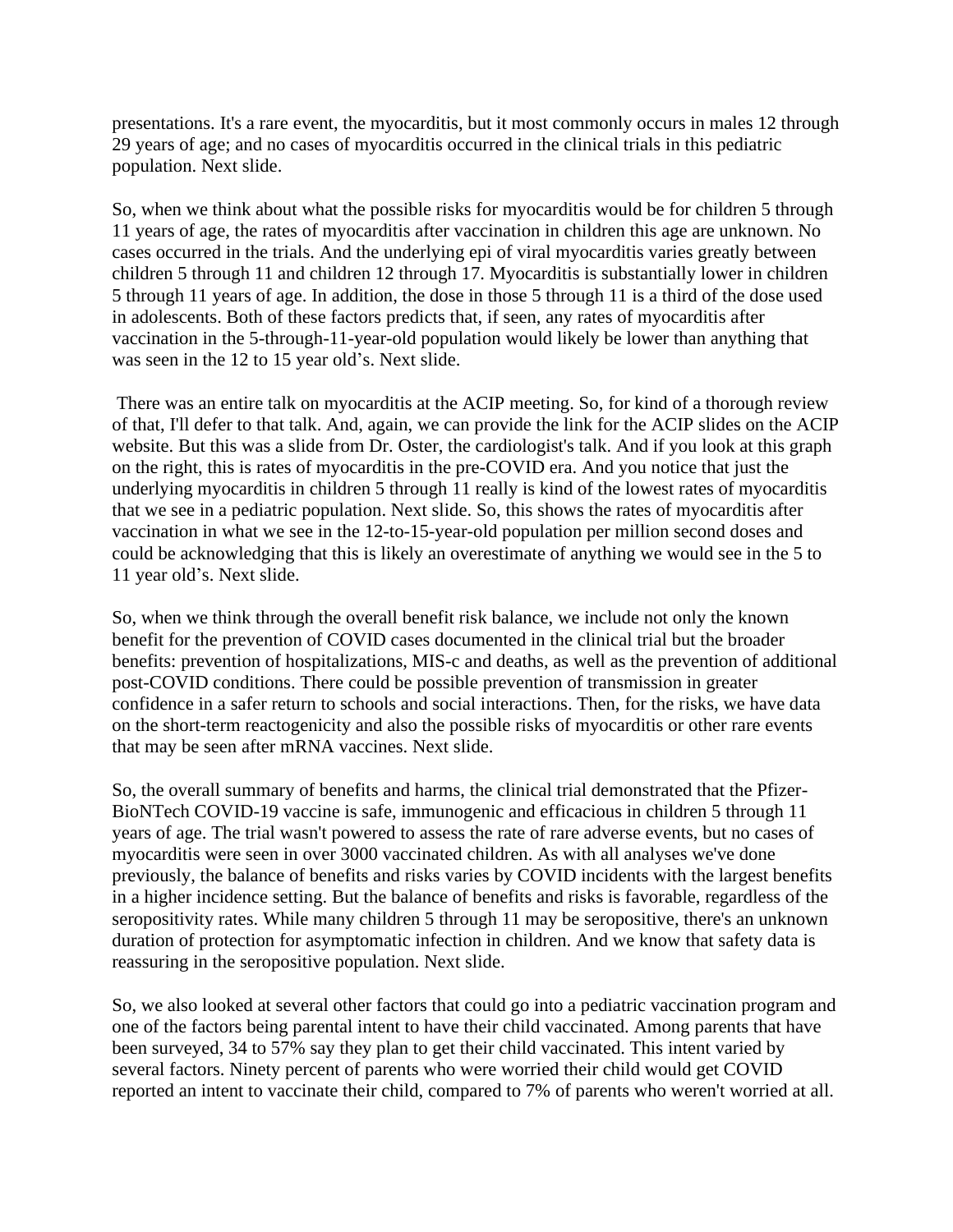presentations. It's a rare event, the myocarditis, but it most commonly occurs in males 12 through 29 years of age; and no cases of myocarditis occurred in the clinical trials in this pediatric population. Next slide.

So, when we think about what the possible risks for myocarditis would be for children 5 through 11 years of age, the rates of myocarditis after vaccination in children this age are unknown. No cases occurred in the trials. And the underlying epi of viral myocarditis varies greatly between children 5 through 11 and children 12 through 17. Myocarditis is substantially lower in children 5 through 11 years of age. In addition, the dose in those 5 through 11 is a third of the dose used in adolescents. Both of these factors predicts that, if seen, any rates of myocarditis after vaccination in the 5-through-11-year-old population would likely be lower than anything that was seen in the 12 to 15 year old's. Next slide.

There was an entire talk on myocarditis at the ACIP meeting. So, for kind of a thorough review of that, I'll defer to that talk. And, again, we can provide the link for the ACIP slides on the ACIP website. But this was a slide from Dr. Oster, the cardiologist's talk. And if you look at this graph on the right, this is rates of myocarditis in the pre-COVID era. And you notice that just the underlying myocarditis in children 5 through 11 really is kind of the lowest rates of myocarditis that we see in a pediatric population. Next slide. So, this shows the rates of myocarditis after vaccination in what we see in the 12-to-15-year-old population per million second doses and could be acknowledging that this is likely an overestimate of anything we would see in the 5 to 11 year old's. Next slide.

So, when we think through the overall benefit risk balance, we include not only the known benefit for the prevention of COVID cases documented in the clinical trial but the broader benefits: prevention of hospitalizations, MIS-c and deaths, as well as the prevention of additional post-COVID conditions. There could be possible prevention of transmission in greater confidence in a safer return to schools and social interactions. Then, for the risks, we have data on the short-term reactogenicity and also the possible risks of myocarditis or other rare events that may be seen after mRNA vaccines. Next slide.

So, the overall summary of benefits and harms, the clinical trial demonstrated that the Pfizer-BioNTech COVID-19 vaccine is safe, immunogenic and efficacious in children 5 through 11 years of age. The trial wasn't powered to assess the rate of rare adverse events, but no cases of myocarditis were seen in over 3000 vaccinated children. As with all analyses we've done previously, the balance of benefits and risks varies by COVID incidents with the largest benefits in a higher incidence setting. But the balance of benefits and risks is favorable, regardless of the seropositivity rates. While many children 5 through 11 may be seropositive, there's an unknown duration of protection for asymptomatic infection in children. And we know that safety data is reassuring in the seropositive population. Next slide.

So, we also looked at several other factors that could go into a pediatric vaccination program and one of the factors being parental intent to have their child vaccinated. Among parents that have been surveyed, 34 to 57% say they plan to get their child vaccinated. This intent varied by several factors. Ninety percent of parents who were worried their child would get COVID reported an intent to vaccinate their child, compared to 7% of parents who weren't worried at all.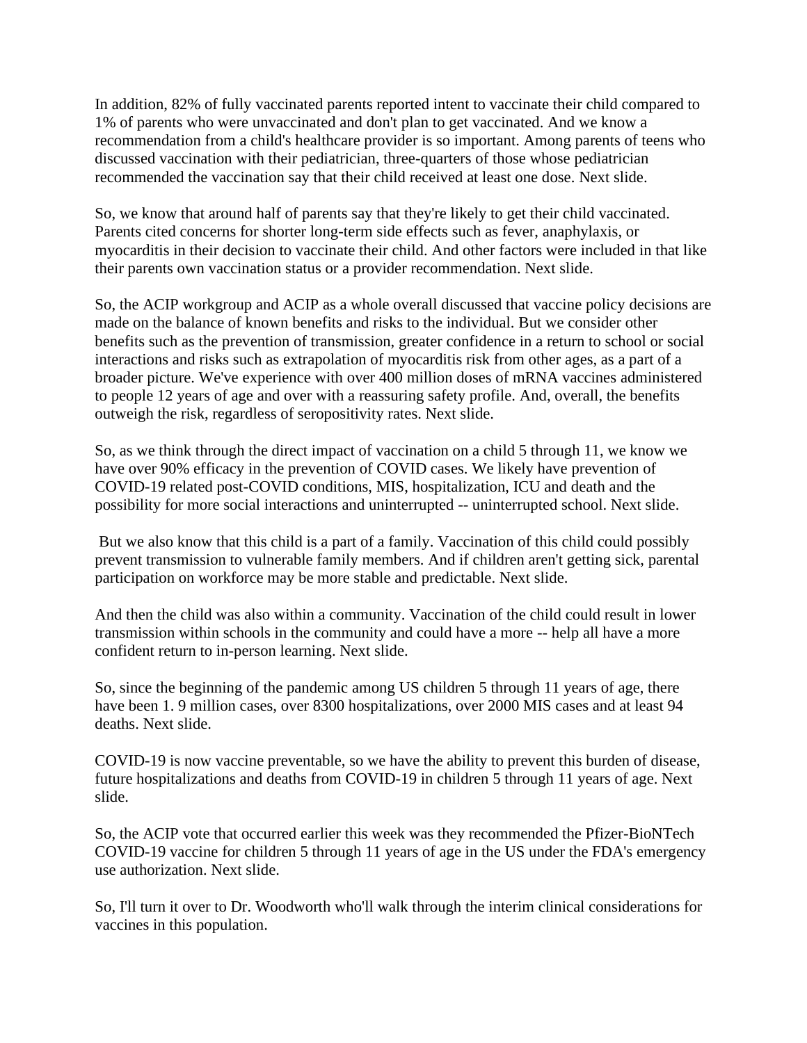In addition, 82% of fully vaccinated parents reported intent to vaccinate their child compared to 1% of parents who were unvaccinated and don't plan to get vaccinated. And we know a recommendation from a child's healthcare provider is so important. Among parents of teens who discussed vaccination with their pediatrician, three-quarters of those whose pediatrician recommended the vaccination say that their child received at least one dose. Next slide.

So, we know that around half of parents say that they're likely to get their child vaccinated. Parents cited concerns for shorter long-term side effects such as fever, anaphylaxis, or myocarditis in their decision to vaccinate their child. And other factors were included in that like their parents own vaccination status or a provider recommendation. Next slide.

So, the ACIP workgroup and ACIP as a whole overall discussed that vaccine policy decisions are made on the balance of known benefits and risks to the individual. But we consider other benefits such as the prevention of transmission, greater confidence in a return to school or social interactions and risks such as extrapolation of myocarditis risk from other ages, as a part of a broader picture. We've experience with over 400 million doses of mRNA vaccines administered to people 12 years of age and over with a reassuring safety profile. And, overall, the benefits outweigh the risk, regardless of seropositivity rates. Next slide.

So, as we think through the direct impact of vaccination on a child 5 through 11, we know we have over 90% efficacy in the prevention of COVID cases. We likely have prevention of COVID-19 related post-COVID conditions, MIS, hospitalization, ICU and death and the possibility for more social interactions and uninterrupted -- uninterrupted school. Next slide.

But we also know that this child is a part of a family. Vaccination of this child could possibly prevent transmission to vulnerable family members. And if children aren't getting sick, parental participation on workforce may be more stable and predictable. Next slide.

And then the child was also within a community. Vaccination of the child could result in lower transmission within schools in the community and could have a more -- help all have a more confident return to in-person learning. Next slide.

So, since the beginning of the pandemic among US children 5 through 11 years of age, there have been 1. 9 million cases, over 8300 hospitalizations, over 2000 MIS cases and at least 94 deaths. Next slide.

COVID-19 is now vaccine preventable, so we have the ability to prevent this burden of disease, future hospitalizations and deaths from COVID-19 in children 5 through 11 years of age. Next slide.

So, the ACIP vote that occurred earlier this week was they recommended the Pfizer-BioNTech COVID-19 vaccine for children 5 through 11 years of age in the US under the FDA's emergency use authorization. Next slide.

So, I'll turn it over to Dr. Woodworth who'll walk through the interim clinical considerations for vaccines in this population.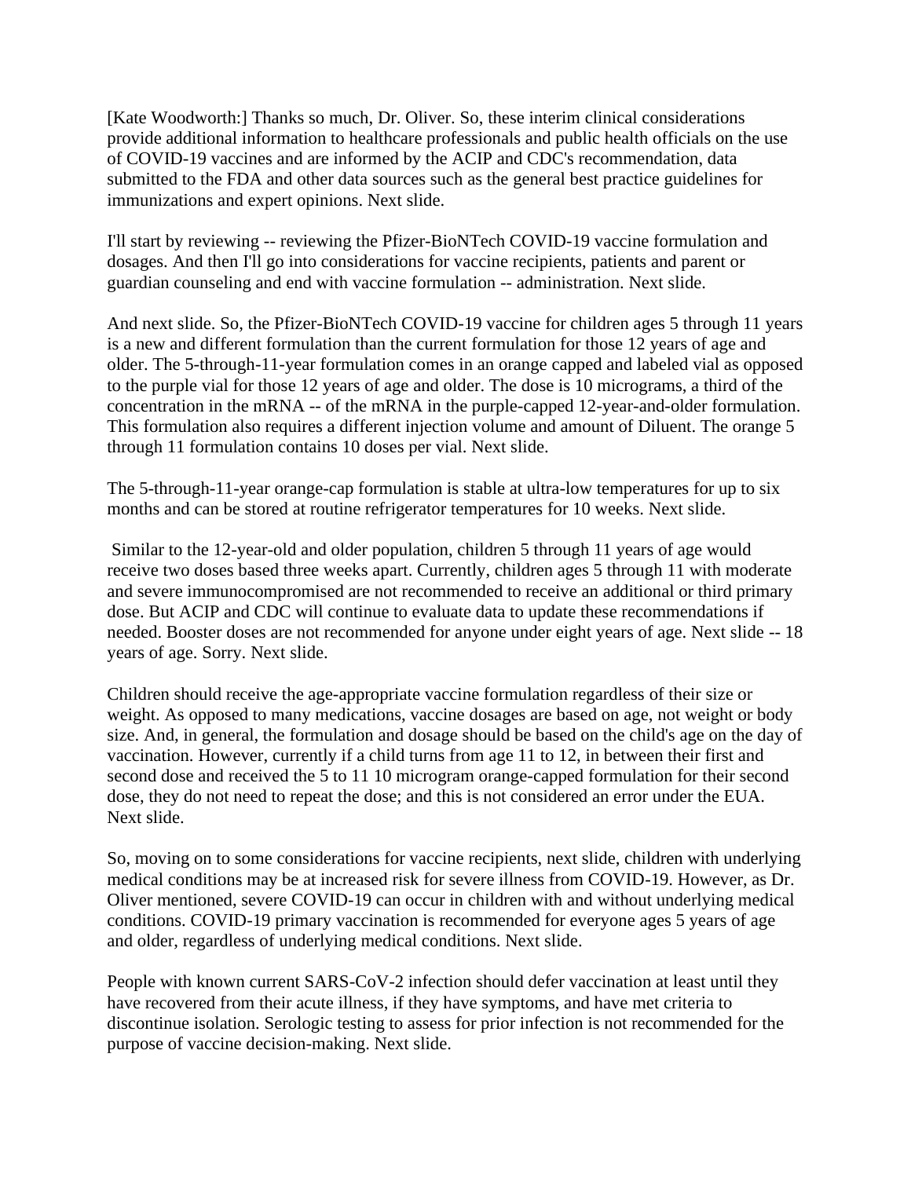[Kate Woodworth:] Thanks so much, Dr. Oliver. So, these interim clinical considerations provide additional information to healthcare professionals and public health officials on the use of COVID-19 vaccines and are informed by the ACIP and CDC's recommendation, data submitted to the FDA and other data sources such as the general best practice guidelines for immunizations and expert opinions. Next slide.

I'll start by reviewing -- reviewing the Pfizer-BioNTech COVID-19 vaccine formulation and dosages. And then I'll go into considerations for vaccine recipients, patients and parent or guardian counseling and end with vaccine formulation -- administration. Next slide.

And next slide. So, the Pfizer-BioNTech COVID-19 vaccine for children ages 5 through 11 years is a new and different formulation than the current formulation for those 12 years of age and older. The 5-through-11-year formulation comes in an orange capped and labeled vial as opposed to the purple vial for those 12 years of age and older. The dose is 10 micrograms, a third of the concentration in the mRNA -- of the mRNA in the purple-capped 12-year-and-older formulation. This formulation also requires a different injection volume and amount of Diluent. The orange 5 through 11 formulation contains 10 doses per vial. Next slide.

The 5-through-11-year orange-cap formulation is stable at ultra-low temperatures for up to six months and can be stored at routine refrigerator temperatures for 10 weeks. Next slide.

Similar to the 12-year-old and older population, children 5 through 11 years of age would receive two doses based three weeks apart. Currently, children ages 5 through 11 with moderate and severe immunocompromised are not recommended to receive an additional or third primary dose. But ACIP and CDC will continue to evaluate data to update these recommendations if needed. Booster doses are not recommended for anyone under eight years of age. Next slide -- 18 years of age. Sorry. Next slide.

Children should receive the age-appropriate vaccine formulation regardless of their size or weight. As opposed to many medications, vaccine dosages are based on age, not weight or body size. And, in general, the formulation and dosage should be based on the child's age on the day of vaccination. However, currently if a child turns from age 11 to 12, in between their first and second dose and received the 5 to 11 10 microgram orange-capped formulation for their second dose, they do not need to repeat the dose; and this is not considered an error under the EUA. Next slide.

So, moving on to some considerations for vaccine recipients, next slide, children with underlying medical conditions may be at increased risk for severe illness from COVID-19. However, as Dr. Oliver mentioned, severe COVID-19 can occur in children with and without underlying medical conditions. COVID-19 primary vaccination is recommended for everyone ages 5 years of age and older, regardless of underlying medical conditions. Next slide.

People with known current SARS-CoV-2 infection should defer vaccination at least until they have recovered from their acute illness, if they have symptoms, and have met criteria to discontinue isolation. Serologic testing to assess for prior infection is not recommended for the purpose of vaccine decision-making. Next slide.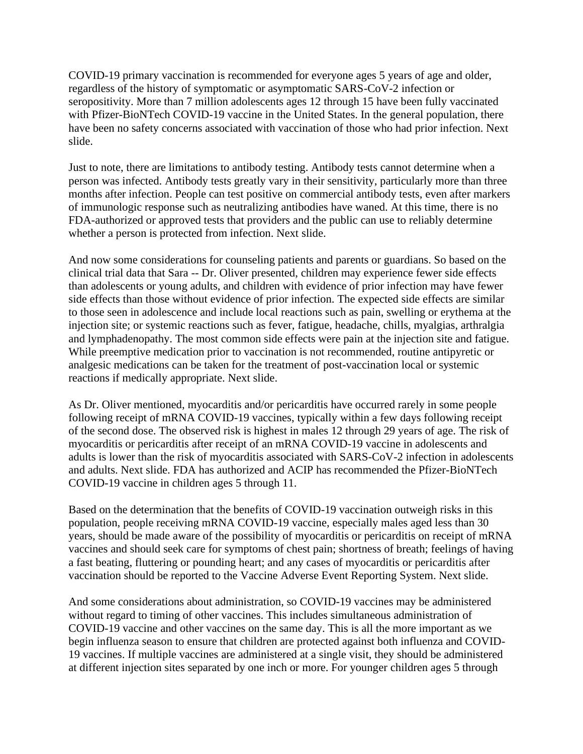COVID-19 primary vaccination is recommended for everyone ages 5 years of age and older, regardless of the history of symptomatic or asymptomatic SARS-CoV-2 infection or seropositivity. More than 7 million adolescents ages 12 through 15 have been fully vaccinated with Pfizer-BioNTech COVID-19 vaccine in the United States. In the general population, there have been no safety concerns associated with vaccination of those who had prior infection. Next slide.

Just to note, there are limitations to antibody testing. Antibody tests cannot determine when a person was infected. Antibody tests greatly vary in their sensitivity, particularly more than three months after infection. People can test positive on commercial antibody tests, even after markers of immunologic response such as neutralizing antibodies have waned. At this time, there is no FDA-authorized or approved tests that providers and the public can use to reliably determine whether a person is protected from infection. Next slide.

And now some considerations for counseling patients and parents or guardians. So based on the clinical trial data that Sara -- Dr. Oliver presented, children may experience fewer side effects than adolescents or young adults, and children with evidence of prior infection may have fewer side effects than those without evidence of prior infection. The expected side effects are similar to those seen in adolescence and include local reactions such as pain, swelling or erythema at the injection site; or systemic reactions such as fever, fatigue, headache, chills, myalgias, arthralgia and lymphadenopathy. The most common side effects were pain at the injection site and fatigue. While preemptive medication prior to vaccination is not recommended, routine antipyretic or analgesic medications can be taken for the treatment of post-vaccination local or systemic reactions if medically appropriate. Next slide.

As Dr. Oliver mentioned, myocarditis and/or pericarditis have occurred rarely in some people following receipt of mRNA COVID-19 vaccines, typically within a few days following receipt of the second dose. The observed risk is highest in males 12 through 29 years of age. The risk of myocarditis or pericarditis after receipt of an mRNA COVID-19 vaccine in adolescents and adults is lower than the risk of myocarditis associated with SARS-CoV-2 infection in adolescents and adults. Next slide. FDA has authorized and ACIP has recommended the Pfizer-BioNTech COVID-19 vaccine in children ages 5 through 11.

Based on the determination that the benefits of COVID-19 vaccination outweigh risks in this population, people receiving mRNA COVID-19 vaccine, especially males aged less than 30 years, should be made aware of the possibility of myocarditis or pericarditis on receipt of mRNA vaccines and should seek care for symptoms of chest pain; shortness of breath; feelings of having a fast beating, fluttering or pounding heart; and any cases of myocarditis or pericarditis after vaccination should be reported to the Vaccine Adverse Event Reporting System. Next slide.

And some considerations about administration, so COVID-19 vaccines may be administered without regard to timing of other vaccines. This includes simultaneous administration of COVID-19 vaccine and other vaccines on the same day. This is all the more important as we begin influenza season to ensure that children are protected against both influenza and COVID-19 vaccines. If multiple vaccines are administered at a single visit, they should be administered at different injection sites separated by one inch or more. For younger children ages 5 through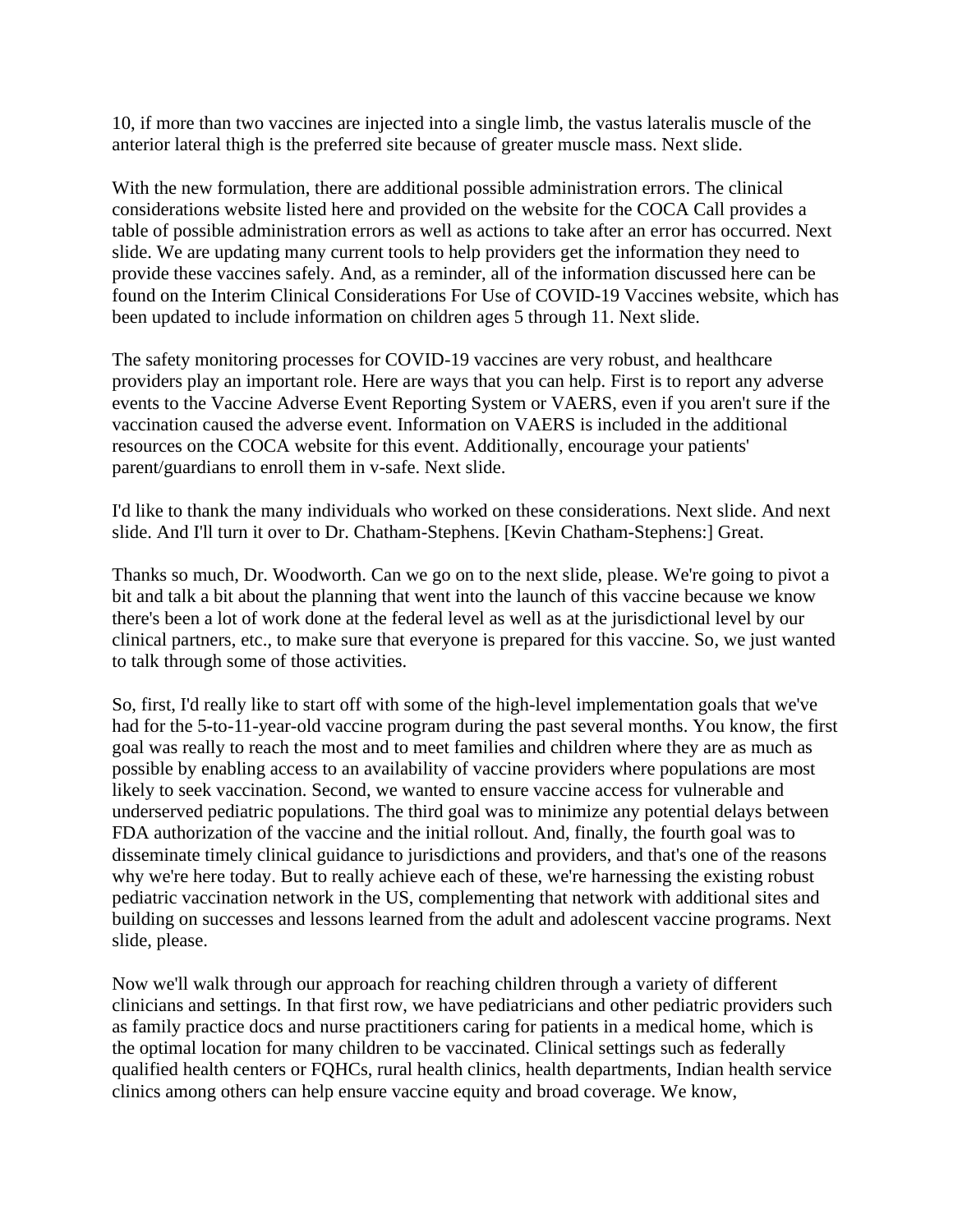10, if more than two vaccines are injected into a single limb, the vastus lateralis muscle of the anterior lateral thigh is the preferred site because of greater muscle mass. Next slide.

With the new formulation, there are additional possible administration errors. The clinical considerations website listed here and provided on the website for the COCA Call provides a table of possible administration errors as well as actions to take after an error has occurred. Next slide. We are updating many current tools to help providers get the information they need to provide these vaccines safely. And, as a reminder, all of the information discussed here can be found on the Interim Clinical Considerations For Use of COVID-19 Vaccines website, which has been updated to include information on children ages 5 through 11. Next slide.

The safety monitoring processes for COVID-19 vaccines are very robust, and healthcare providers play an important role. Here are ways that you can help. First is to report any adverse events to the Vaccine Adverse Event Reporting System or VAERS, even if you aren't sure if the vaccination caused the adverse event. Information on VAERS is included in the additional resources on the COCA website for this event. Additionally, encourage your patients' parent/guardians to enroll them in v-safe. Next slide.

I'd like to thank the many individuals who worked on these considerations. Next slide. And next slide. And I'll turn it over to Dr. Chatham-Stephens. [Kevin Chatham-Stephens:] Great.

Thanks so much, Dr. Woodworth. Can we go on to the next slide, please. We're going to pivot a bit and talk a bit about the planning that went into the launch of this vaccine because we know there's been a lot of work done at the federal level as well as at the jurisdictional level by our clinical partners, etc., to make sure that everyone is prepared for this vaccine. So, we just wanted to talk through some of those activities.

So, first, I'd really like to start off with some of the high-level implementation goals that we've had for the 5-to-11-year-old vaccine program during the past several months. You know, the first goal was really to reach the most and to meet families and children where they are as much as possible by enabling access to an availability of vaccine providers where populations are most likely to seek vaccination. Second, we wanted to ensure vaccine access for vulnerable and underserved pediatric populations. The third goal was to minimize any potential delays between FDA authorization of the vaccine and the initial rollout. And, finally, the fourth goal was to disseminate timely clinical guidance to jurisdictions and providers, and that's one of the reasons why we're here today. But to really achieve each of these, we're harnessing the existing robust pediatric vaccination network in the US, complementing that network with additional sites and building on successes and lessons learned from the adult and adolescent vaccine programs. Next slide, please.

Now we'll walk through our approach for reaching children through a variety of different clinicians and settings. In that first row, we have pediatricians and other pediatric providers such as family practice docs and nurse practitioners caring for patients in a medical home, which is the optimal location for many children to be vaccinated. Clinical settings such as federally qualified health centers or FQHCs, rural health clinics, health departments, Indian health service clinics among others can help ensure vaccine equity and broad coverage. We know,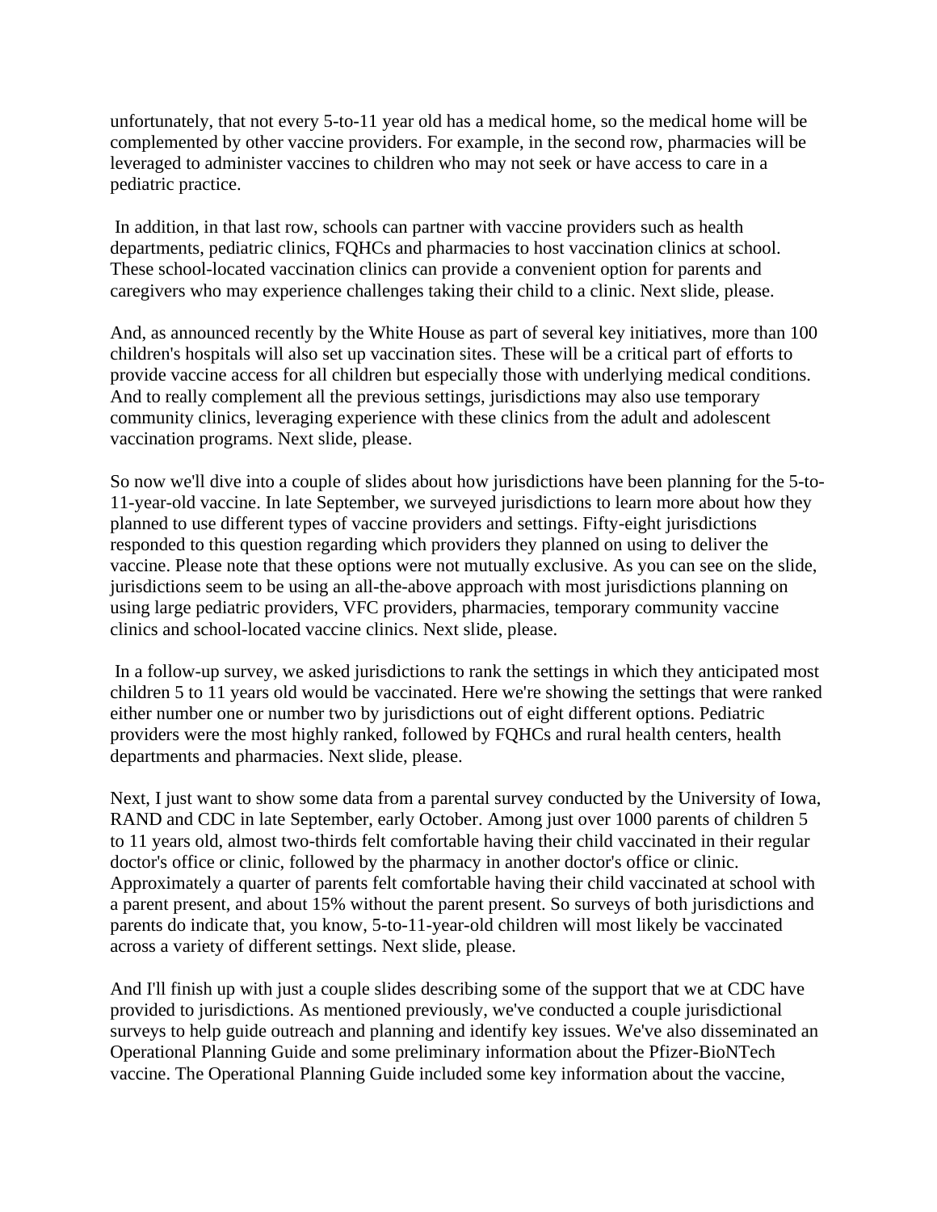unfortunately, that not every 5-to-11 year old has a medical home, so the medical home will be complemented by other vaccine providers. For example, in the second row, pharmacies will be leveraged to administer vaccines to children who may not seek or have access to care in a pediatric practice.

In addition, in that last row, schools can partner with vaccine providers such as health departments, pediatric clinics, FQHCs and pharmacies to host vaccination clinics at school. These school-located vaccination clinics can provide a convenient option for parents and caregivers who may experience challenges taking their child to a clinic. Next slide, please.

And, as announced recently by the White House as part of several key initiatives, more than 100 children's hospitals will also set up vaccination sites. These will be a critical part of efforts to provide vaccine access for all children but especially those with underlying medical conditions. And to really complement all the previous settings, jurisdictions may also use temporary community clinics, leveraging experience with these clinics from the adult and adolescent vaccination programs. Next slide, please.

So now we'll dive into a couple of slides about how jurisdictions have been planning for the 5-to-11-year-old vaccine. In late September, we surveyed jurisdictions to learn more about how they planned to use different types of vaccine providers and settings. Fifty-eight jurisdictions responded to this question regarding which providers they planned on using to deliver the vaccine. Please note that these options were not mutually exclusive. As you can see on the slide, jurisdictions seem to be using an all-the-above approach with most jurisdictions planning on using large pediatric providers, VFC providers, pharmacies, temporary community vaccine clinics and school-located vaccine clinics. Next slide, please.

In a follow-up survey, we asked jurisdictions to rank the settings in which they anticipated most children 5 to 11 years old would be vaccinated. Here we're showing the settings that were ranked either number one or number two by jurisdictions out of eight different options. Pediatric providers were the most highly ranked, followed by FQHCs and rural health centers, health departments and pharmacies. Next slide, please.

Next, I just want to show some data from a parental survey conducted by the University of Iowa, RAND and CDC in late September, early October. Among just over 1000 parents of children 5 to 11 years old, almost two-thirds felt comfortable having their child vaccinated in their regular doctor's office or clinic, followed by the pharmacy in another doctor's office or clinic. Approximately a quarter of parents felt comfortable having their child vaccinated at school with a parent present, and about 15% without the parent present. So surveys of both jurisdictions and parents do indicate that, you know, 5-to-11-year-old children will most likely be vaccinated across a variety of different settings. Next slide, please.

And I'll finish up with just a couple slides describing some of the support that we at CDC have provided to jurisdictions. As mentioned previously, we've conducted a couple jurisdictional surveys to help guide outreach and planning and identify key issues. We've also disseminated an Operational Planning Guide and some preliminary information about the Pfizer-BioNTech vaccine. The Operational Planning Guide included some key information about the vaccine,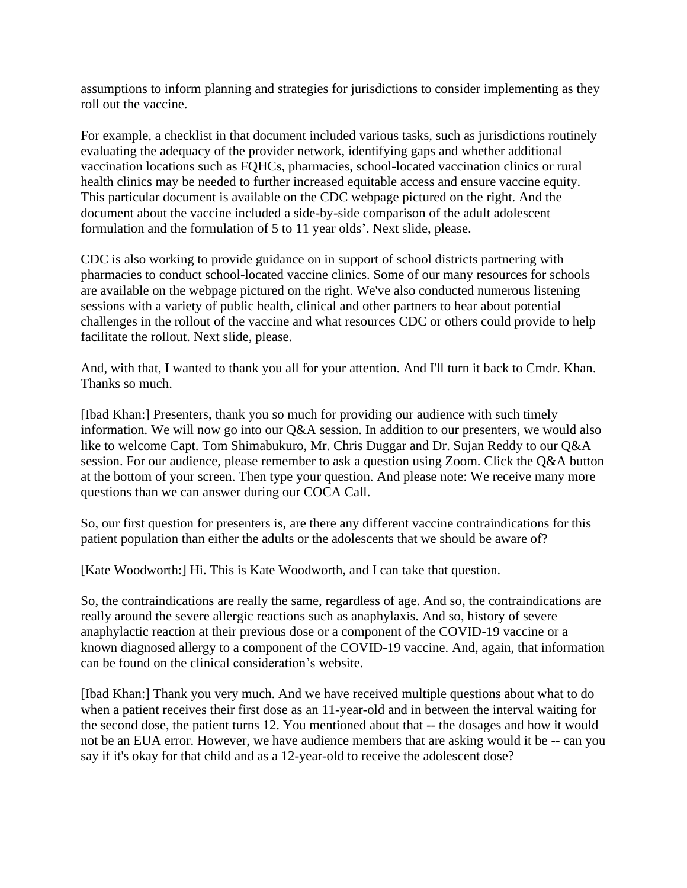assumptions to inform planning and strategies for jurisdictions to consider implementing as they roll out the vaccine.

For example, a checklist in that document included various tasks, such as jurisdictions routinely evaluating the adequacy of the provider network, identifying gaps and whether additional vaccination locations such as FQHCs, pharmacies, school-located vaccination clinics or rural health clinics may be needed to further increased equitable access and ensure vaccine equity. This particular document is available on the CDC webpage pictured on the right. And the document about the vaccine included a side-by-side comparison of the adult adolescent formulation and the formulation of 5 to 11 year olds'. Next slide, please.

CDC is also working to provide guidance on in support of school districts partnering with pharmacies to conduct school-located vaccine clinics. Some of our many resources for schools are available on the webpage pictured on the right. We've also conducted numerous listening sessions with a variety of public health, clinical and other partners to hear about potential challenges in the rollout of the vaccine and what resources CDC or others could provide to help facilitate the rollout. Next slide, please.

And, with that, I wanted to thank you all for your attention. And I'll turn it back to Cmdr. Khan. Thanks so much.

[Ibad Khan:] Presenters, thank you so much for providing our audience with such timely information. We will now go into our Q&A session. In addition to our presenters, we would also like to welcome Capt. Tom Shimabukuro, Mr. Chris Duggar and Dr. Sujan Reddy to our Q&A session. For our audience, please remember to ask a question using Zoom. Click the Q&A button at the bottom of your screen. Then type your question. And please note: We receive many more questions than we can answer during our COCA Call.

So, our first question for presenters is, are there any different vaccine contraindications for this patient population than either the adults or the adolescents that we should be aware of?

[Kate Woodworth:] Hi. This is Kate Woodworth, and I can take that question.

So, the contraindications are really the same, regardless of age. And so, the contraindications are really around the severe allergic reactions such as anaphylaxis. And so, history of severe anaphylactic reaction at their previous dose or a component of the COVID-19 vaccine or a known diagnosed allergy to a component of the COVID-19 vaccine. And, again, that information can be found on the clinical consideration's website.

[Ibad Khan:] Thank you very much. And we have received multiple questions about what to do when a patient receives their first dose as an 11-year-old and in between the interval waiting for the second dose, the patient turns 12. You mentioned about that -- the dosages and how it would not be an EUA error. However, we have audience members that are asking would it be -- can you say if it's okay for that child and as a 12-year-old to receive the adolescent dose?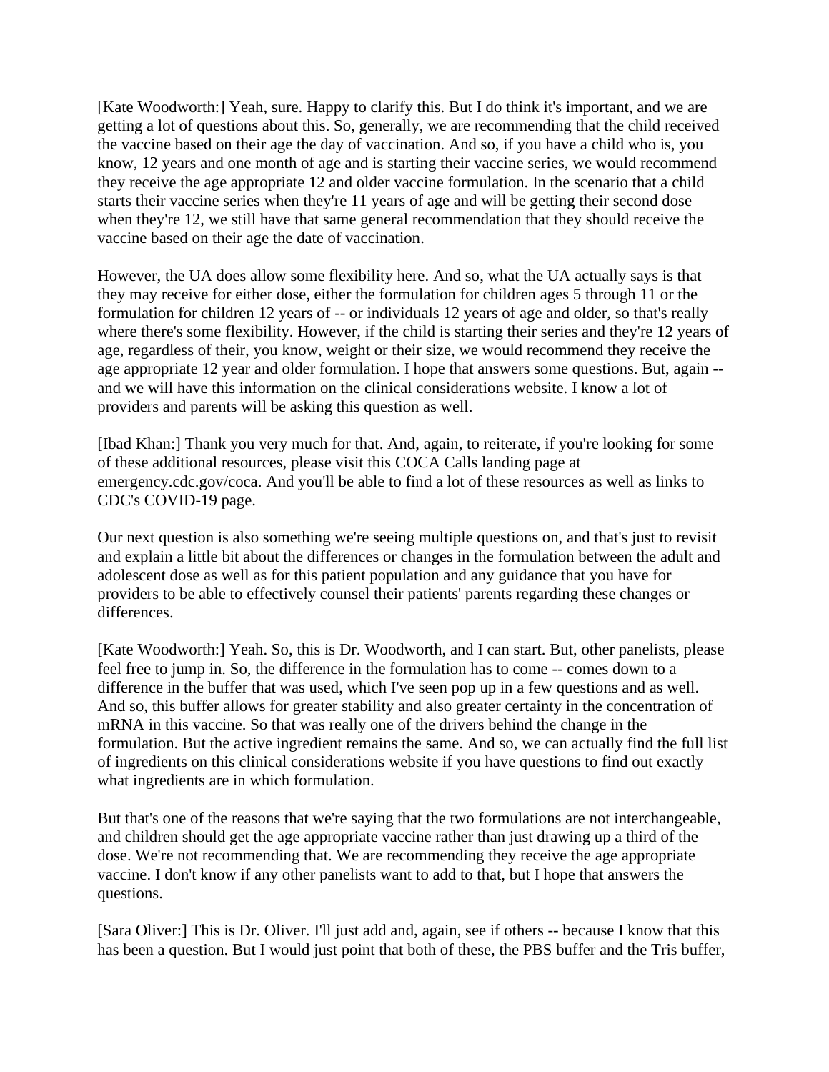[Kate Woodworth:] Yeah, sure. Happy to clarify this. But I do think it's important, and we are getting a lot of questions about this. So, generally, we are recommending that the child received the vaccine based on their age the day of vaccination. And so, if you have a child who is, you know, 12 years and one month of age and is starting their vaccine series, we would recommend they receive the age appropriate 12 and older vaccine formulation. In the scenario that a child starts their vaccine series when they're 11 years of age and will be getting their second dose when they're 12, we still have that same general recommendation that they should receive the vaccine based on their age the date of vaccination.

However, the UA does allow some flexibility here. And so, what the UA actually says is that they may receive for either dose, either the formulation for children ages 5 through 11 or the formulation for children 12 years of -- or individuals 12 years of age and older, so that's really where there's some flexibility. However, if the child is starting their series and they're 12 years of age, regardless of their, you know, weight or their size, we would recommend they receive the age appropriate 12 year and older formulation. I hope that answers some questions. But, again -- and we will have this information on the clinical considerations website. I know a lot of providers and parents will be asking this question as well.

[Ibad Khan:] Thank you very much for that. And, again, to reiterate, if you're looking for some of these additional resources, please visit this COCA Calls landing page at emergency.cdc.gov/coca. And you'll be able to find a lot of these resources as well as links to CDC's COVID-19 page.

Our next question is also something we're seeing multiple questions on, and that's just to revisit and explain a little bit about the differences or changes in the formulation between the adult and adolescent dose as well as for this patient population and any guidance that you have for providers to be able to effectively counsel their patients' parents regarding these changes or differences.

[Kate Woodworth:] Yeah. So, this is Dr. Woodworth, and I can start. But, other panelists, please feel free to jump in. So, the difference in the formulation has to come -- comes down to a difference in the buffer that was used, which I've seen pop up in a few questions and as well. And so, this buffer allows for greater stability and also greater certainty in the concentration of mRNA in this vaccine. So that was really one of the drivers behind the change in the formulation. But the active ingredient remains the same. And so, we can actually find the full list of ingredients on this clinical considerations website if you have questions to find out exactly what ingredients are in which formulation.

But that's one of the reasons that we're saying that the two formulations are not interchangeable, and children should get the age appropriate vaccine rather than just drawing up a third of the dose. We're not recommending that. We are recommending they receive the age appropriate vaccine. I don't know if any other panelists want to add to that, but I hope that answers the questions.

[Sara Oliver:] This is Dr. Oliver. I'll just add and, again, see if others -- because I know that this has been a question. But I would just point that both of these, the PBS buffer and the Tris buffer,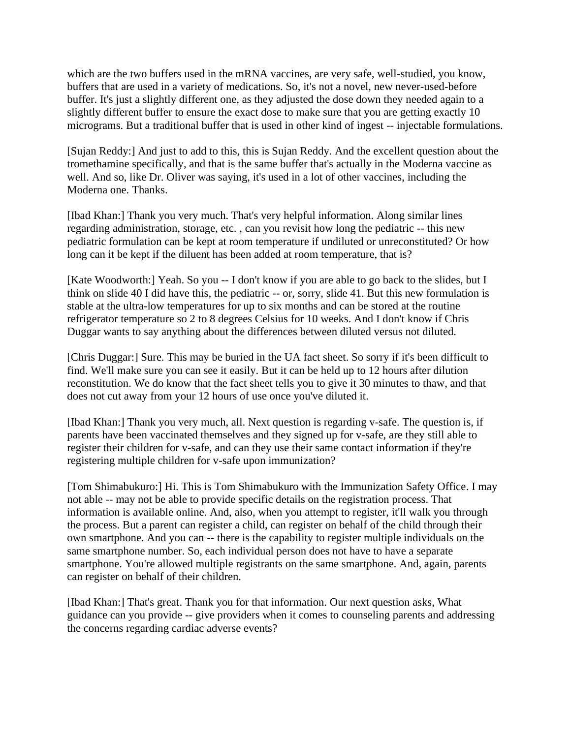which are the two buffers used in the mRNA vaccines, are very safe, well-studied, you know, buffers that are used in a variety of medications. So, it's not a novel, new never-used-before buffer. It's just a slightly different one, as they adjusted the dose down they needed again to a slightly different buffer to ensure the exact dose to make sure that you are getting exactly 10 micrograms. But a traditional buffer that is used in other kind of ingest -- injectable formulations.

[Sujan Reddy:] And just to add to this, this is Sujan Reddy. And the excellent question about the tromethamine specifically, and that is the same buffer that's actually in the Moderna vaccine as well. And so, like Dr. Oliver was saying, it's used in a lot of other vaccines, including the Moderna one. Thanks.

[Ibad Khan:] Thank you very much. That's very helpful information. Along similar lines regarding administration, storage, etc. , can you revisit how long the pediatric -- this new pediatric formulation can be kept at room temperature if undiluted or unreconstituted? Or how long can it be kept if the diluent has been added at room temperature, that is?

[Kate Woodworth:] Yeah. So you -- I don't know if you are able to go back to the slides, but I think on slide 40 I did have this, the pediatric -- or, sorry, slide 41. But this new formulation is stable at the ultra-low temperatures for up to six months and can be stored at the routine refrigerator temperature so 2 to 8 degrees Celsius for 10 weeks. And I don't know if Chris Duggar wants to say anything about the differences between diluted versus not diluted.

[Chris Duggar:] Sure. This may be buried in the UA fact sheet. So sorry if it's been difficult to find. We'll make sure you can see it easily. But it can be held up to 12 hours after dilution reconstitution. We do know that the fact sheet tells you to give it 30 minutes to thaw, and that does not cut away from your 12 hours of use once you've diluted it.

[Ibad Khan:] Thank you very much, all. Next question is regarding v-safe. The question is, if parents have been vaccinated themselves and they signed up for v-safe, are they still able to register their children for v-safe, and can they use their same contact information if they're registering multiple children for v-safe upon immunization?

[Tom Shimabukuro:] Hi. This is Tom Shimabukuro with the Immunization Safety Office. I may not able -- may not be able to provide specific details on the registration process. That information is available online. And, also, when you attempt to register, it'll walk you through the process. But a parent can register a child, can register on behalf of the child through their own smartphone. And you can -- there is the capability to register multiple individuals on the same smartphone number. So, each individual person does not have to have a separate smartphone. You're allowed multiple registrants on the same smartphone. And, again, parents can register on behalf of their children.

[Ibad Khan:] That's great. Thank you for that information. Our next question asks, What guidance can you provide -- give providers when it comes to counseling parents and addressing the concerns regarding cardiac adverse events?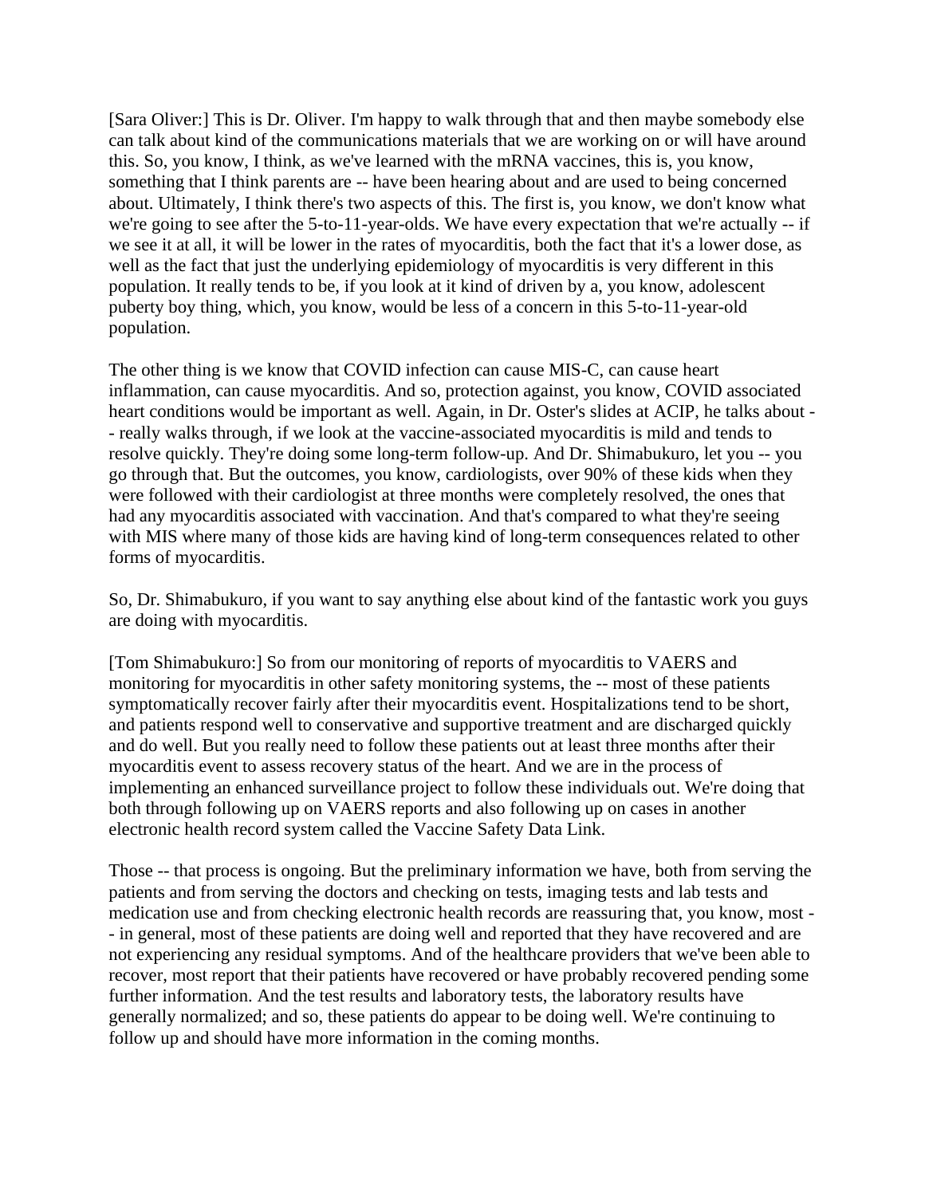[Sara Oliver:] This is Dr. Oliver. I'm happy to walk through that and then maybe somebody else can talk about kind of the communications materials that we are working on or will have around this. So, you know, I think, as we've learned with the mRNA vaccines, this is, you know, something that I think parents are -- have been hearing about and are used to being concerned about. Ultimately, I think there's two aspects of this. The first is, you know, we don't know what we're going to see after the 5-to-11-year-olds. We have every expectation that we're actually -- if we see it at all, it will be lower in the rates of myocarditis, both the fact that it's a lower dose, as well as the fact that just the underlying epidemiology of myocarditis is very different in this population. It really tends to be, if you look at it kind of driven by a, you know, adolescent puberty boy thing, which, you know, would be less of a concern in this 5-to-11-year-old population.

The other thing is we know that COVID infection can cause MIS-C, can cause heart inflammation, can cause myocarditis. And so, protection against, you know, COVID associated heart conditions would be important as well. Again, in Dr. Oster's slides at ACIP, he talks about -- really walks through, if we look at the vaccine-associated myocarditis is mild and tends to resolve quickly. They're doing some long-term follow-up. And Dr. Shimabukuro, let you -- you go through that. But the outcomes, you know, cardiologists, over 90% of these kids when they were followed with their cardiologist at three months were completely resolved, the ones that had any myocarditis associated with vaccination. And that's compared to what they're seeing with MIS where many of those kids are having kind of long-term consequences related to other forms of myocarditis.

So, Dr. Shimabukuro, if you want to say anything else about kind of the fantastic work you guys are doing with myocarditis.

[Tom Shimabukuro:] So from our monitoring of reports of myocarditis to VAERS and monitoring for myocarditis in other safety monitoring systems, the -- most of these patients symptomatically recover fairly after their myocarditis event. Hospitalizations tend to be short, and patients respond well to conservative and supportive treatment and are discharged quickly and do well. But you really need to follow these patients out at least three months after their myocarditis event to assess recovery status of the heart. And we are in the process of implementing an enhanced surveillance project to follow these individuals out. We're doing that both through following up on VAERS reports and also following up on cases in another electronic health record system called the Vaccine Safety Data Link.

Those -- that process is ongoing. But the preliminary information we have, both from serving the patients and from serving the doctors and checking on tests, imaging tests and lab tests and medication use and from checking electronic health records are reassuring that, you know, most -- in general, most of these patients are doing well and reported that they have recovered and are not experiencing any residual symptoms. And of the healthcare providers that we've been able to recover, most report that their patients have recovered or have probably recovered pending some further information. And the test results and laboratory tests, the laboratory results have generally normalized; and so, these patients do appear to be doing well. We're continuing to follow up and should have more information in the coming months.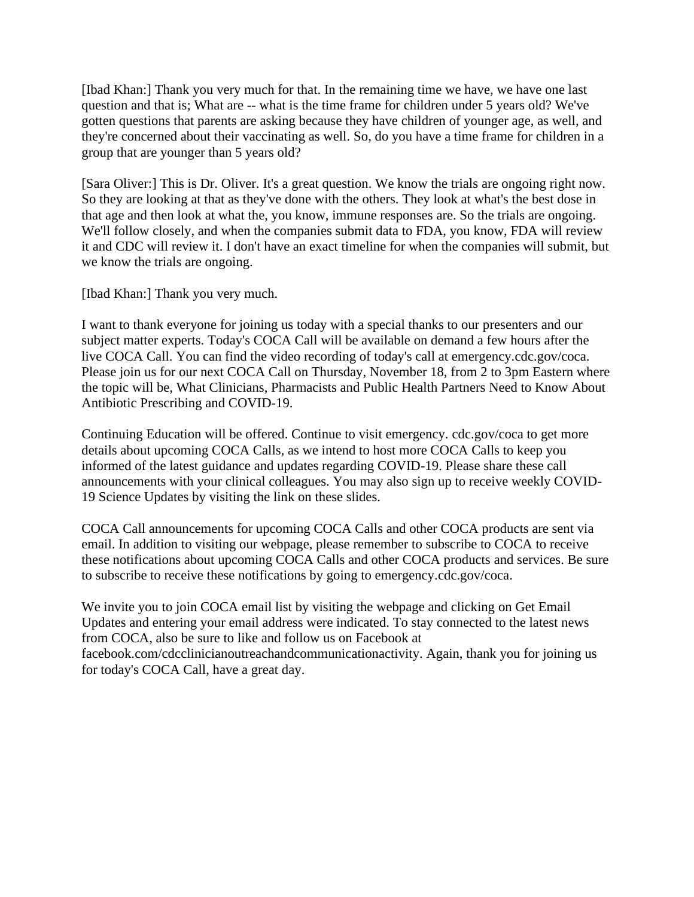[Ibad Khan:] Thank you very much for that. In the remaining time we have, we have one last question and that is; What are -- what is the time frame for children under 5 years old? We've gotten questions that parents are asking because they have children of younger age, as well, and they're concerned about their vaccinating as well. So, do you have a time frame for children in a group that are younger than 5 years old?

[Sara Oliver:] This is Dr. Oliver. It's a great question. We know the trials are ongoing right now. So they are looking at that as they've done with the others. They look at what's the best dose in that age and then look at what the, you know, immune responses are. So the trials are ongoing. We'll follow closely, and when the companies submit data to FDA, you know, FDA will review it and CDC will review it. I don't have an exact timeline for when the companies will submit, but we know the trials are ongoing.

[Ibad Khan:] Thank you very much.

I want to thank everyone for joining us today with a special thanks to our presenters and our subject matter experts. Today's COCA Call will be available on demand a few hours after the live COCA Call. You can find the video recording of today's call at emergency.cdc.gov/coca. Please join us for our next COCA Call on Thursday, November 18, from 2 to 3pm Eastern where the topic will be, What Clinicians, Pharmacists and Public Health Partners Need to Know About Antibiotic Prescribing and COVID-19.

Continuing Education will be offered. Continue to visit emergency. cdc.gov/coca to get more details about upcoming COCA Calls, as we intend to host more COCA Calls to keep you informed of the latest guidance and updates regarding COVID-19. Please share these call announcements with your clinical colleagues. You may also sign up to receive weekly COVID-19 Science Updates by visiting the link on these slides.

COCA Call announcements for upcoming COCA Calls and other COCA products are sent via email. In addition to visiting our webpage, please remember to subscribe to COCA to receive these notifications about upcoming COCA Calls and other COCA products and services. Be sure to subscribe to receive these notifications by going to emergency.cdc.gov/coca.

We invite you to join COCA email list by visiting the webpage and clicking on Get Email Updates and entering your email address were indicated. To stay connected to the latest news from COCA, also be sure to like and follow us on Facebook at facebook.com/cdcclinicianoutreachandcommunicationactivity. Again, thank you for joining us for today's COCA Call, have a great day.